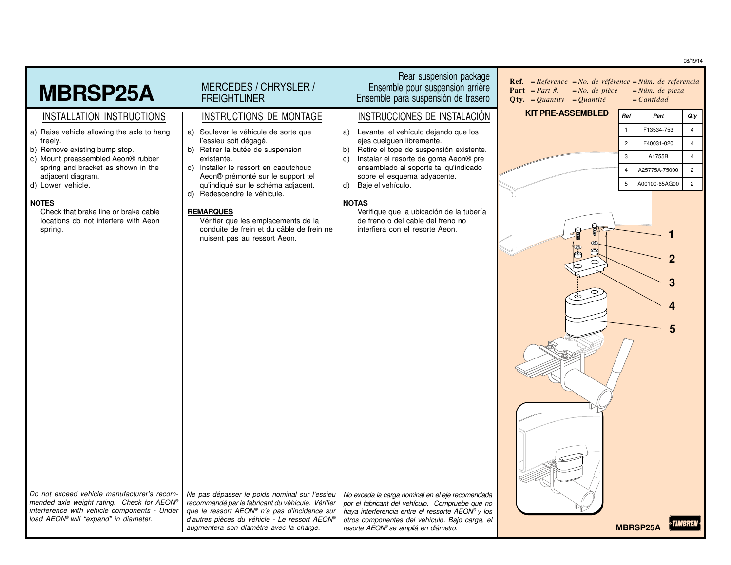# MBRSP25A

MERCEDES / CHRYSLER / FREIGHTLINER

Rear suspension package
Ensemble pour suspension arrière
Ensemble para suspensión de trasero

## INSTALLATION INSTRUCTIONS

a) Raise vehicle allowing the axle to hang freely.
b) Remove existing bump stop.
c) Mount preassembled Aeon® rubber spring and bracket as shown in the adjacent diagram.
d) Lower vehicle.

**NOTES**

Check that brake line or brake cable locations do not interfere with Aeon spring.

*Do not exceed vehicle manufacturer's recommended axle weight rating. Check for AEON® interference with vehicle components - Under load AEON® will "expand" in diameter.*

## INSTRUCTIONS DE MONTAGE

a) Soulever le véhicule de sorte que l'essieu soit dégagé.
b) Retirer la butée de suspension existante.
c) Installer le ressort en caoutchouc Aeon® prémonté sur le support tel qu'indiqué sur le schéma adjacent.
d) Redescendre le véhicule.

**REMARQUES**

Vérifier que les emplacements de la conduite de frein et du câble de frein ne nuisent pas au ressort Aeon.

*Ne pas dépasser le poids nominal sur l'essieu recommandé par le fabricant du véhicule. Vérifier que le ressort AEON® n'a pas d'incidence sur d'autres pièces du véhicle - Le ressort AEON® augmentera son diamètre avec la charge.*

## INSTRUCCIONES DE INSTALACIÓN

a) Levante el vehículo dejando que los ejes cuelguen libremente.
b) Retire el tope de suspensión existente.
c) Instalar el resorte de goma Aeon® pre ensamblado al soporte tal qu'indicado sobre el esquema adyacente.
d) Baje el vehículo.

**NOTAS**

Verifique que la ubicación de la tubería de freno o del cable del freno no interfiera con el resorte Aeon.

*No exceda la carga nominal en el eje recomendada por el fabricante del vehículo. Compruebe que no haya interferencia entre el resorte AEON® y los otros componentes del vehículo. Bajo carga, el resorte AEON® se amplió en diámetro.*

**Ref.** = *Reference* = *No. de référence* = *Núm. de referencia*
**Part** = *Part #.* = *No. de pièce* = *Núm. de pieza*
**Qty.** = *Quantity* = *Quantité* = *Cantidad*

**KIT PRE-ASSEMBLED**

| Ref | Part | Qty |
|---|---|---|
| 1 | F13534-753 | 4 |
| 2 | F40031-020 | 4 |
| 3 | A1755B | 4 |
| 4 | A25775A-75000 | 2 |
| 5 | A00100-65AG00 | 2 |

MBRSP25A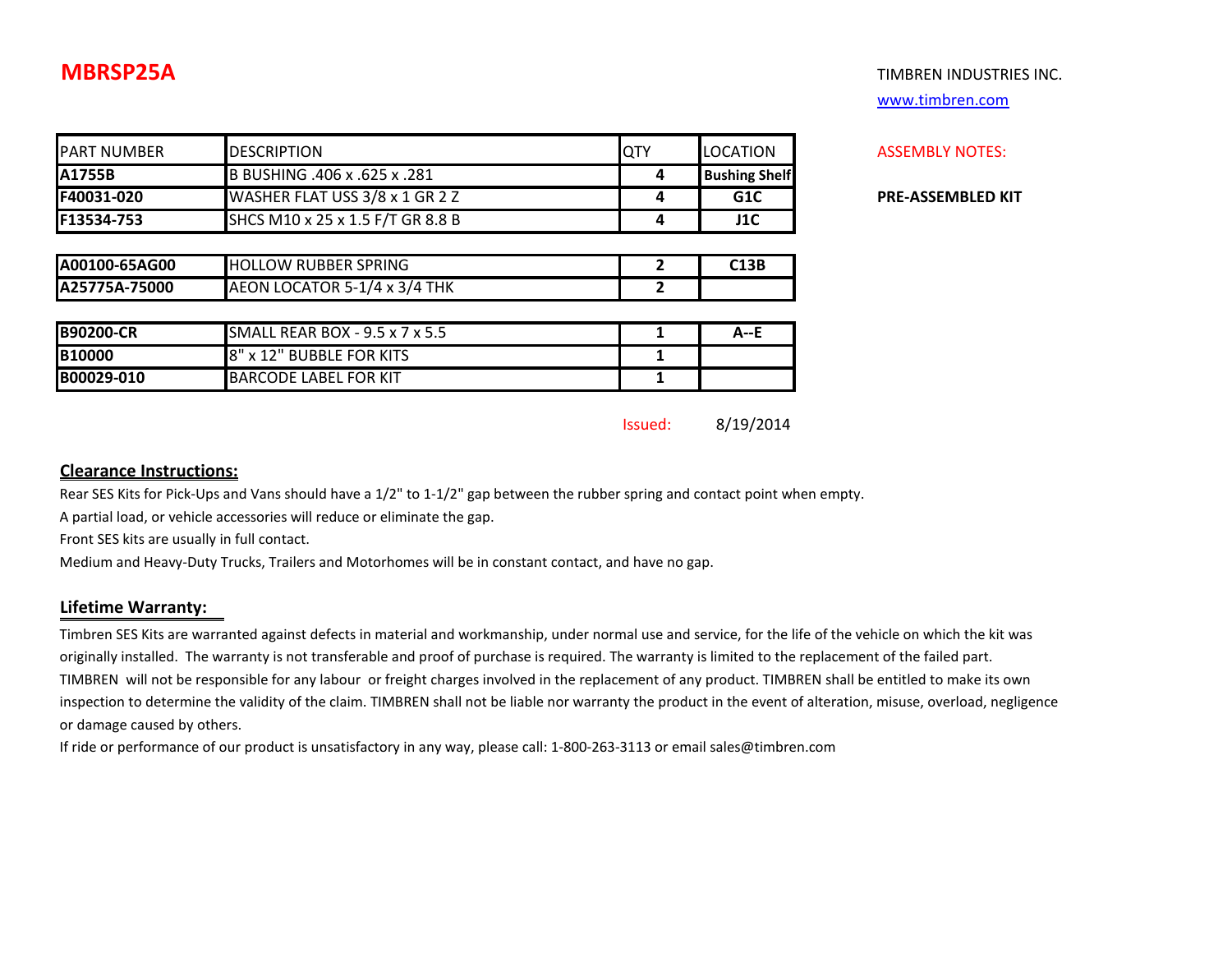# MBRSP25A

TIMBREN INDUSTRIES INC.
www.timbren.com

ASSEMBLY NOTES:

**PRE-ASSEMBLED KIT**

| PART NUMBER | DESCRIPTION | QTY | LOCATION |
|---|---|---|---|
| **A1755B** | B BUSHING .406 x .625 x .281 | **4** | **Bushing Shelf** |
| **F40031-020** | WASHER FLAT USS 3/8 x 1 GR 2 Z | **4** | **G1C** |
| **F13534-753** | SHCS M10 x 25 x 1.5 F/T GR 8.8 B | **4** | **J1C** |
| **A00100-65AG00** | HOLLOW RUBBER SPRING | **2** | **C13B** |
| **A25775A-75000** | AEON LOCATOR 5-1/4 x 3/4 THK | **2** | |
| **B90200-CR** | SMALL REAR BOX - 9.5 x 7 x 5.5 | **1** | **A--E** |
| **B10000** | 8" x 12" BUBBLE FOR KITS | **1** | |
| **B00029-010** | BARCODE LABEL FOR KIT | **1** | |

Issued: 8/19/2014

## Clearance Instructions:

Rear SES Kits for Pick-Ups and Vans should have a 1/2" to 1-1/2" gap between the rubber spring and contact point when empty.

A partial load, or vehicle accessories will reduce or eliminate the gap.

Front SES kits are usually in full contact.

Medium and Heavy-Duty Trucks, Trailers and Motorhomes will be in constant contact, and have no gap.

## Lifetime Warranty:

Timbren SES Kits are warranted against defects in material and workmanship, under normal use and service, for the life of the vehicle on which the kit was originally installed. The warranty is not transferable and proof of purchase is required. The warranty is limited to the replacement of the failed part. TIMBREN will not be responsible for any labour or freight charges involved in the replacement of any product. TIMBREN shall be entitled to make its own inspection to determine the validity of the claim. TIMBREN shall not be liable nor warranty the product in the event of alteration, misuse, overload, negligence or damage caused by others.

If ride or performance of our product is unsatisfactory in any way, please call: 1-800-263-3113 or email sales@timbren.com